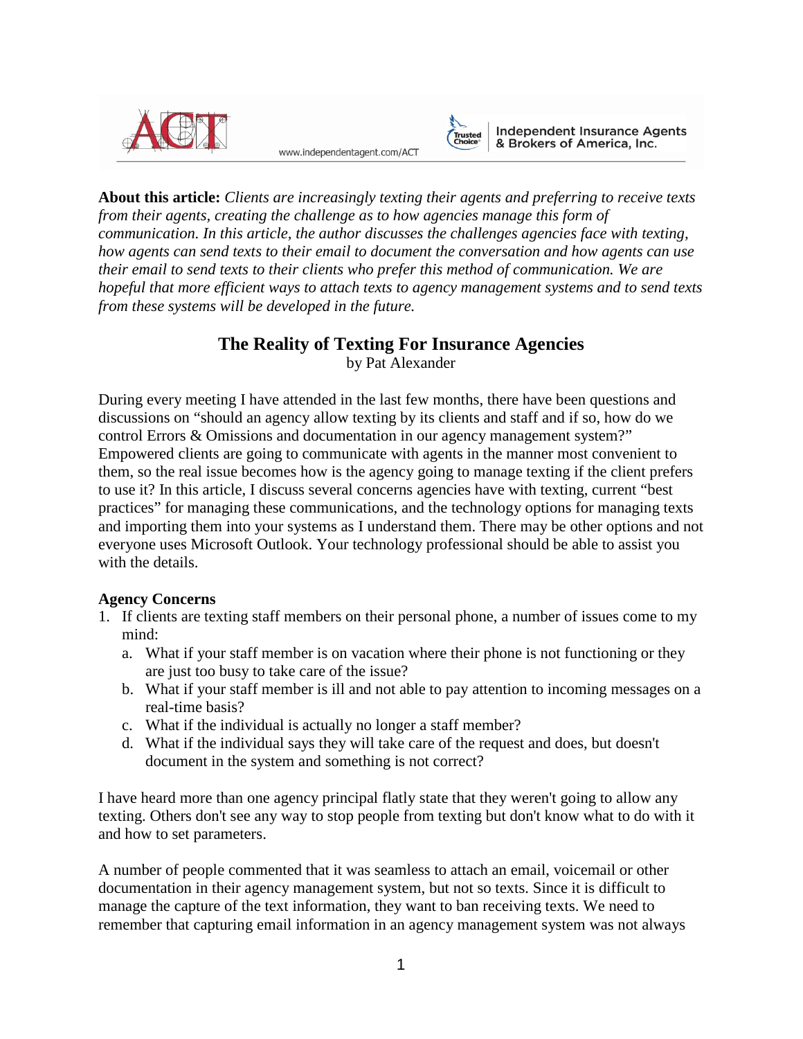**About this article:** *Clients are increasingly texting their agents and preferring to receive texts from their agents, creating the challenge as to how agencies manage this form of communication. In this article, the author discusses the challenges agencies face with texting, how agents can send texts to their email to document the conversation and how agents can use their email to send texts to their clients who prefer this method of communication. We are hopeful that more efficient ways to attach texts to agency management systems and to send texts from these systems will be developed in the future.*

# The Reality of Texting For Insurance Agencies

by Pat Alexander

During every meeting I have attended in the last few months, there have been questions and discussions on "should an agency allow texting by its clients and staff and if so, how do we control Errors & Omissions and documentation in our agency management system?" Empowered clients are going to communicate with agents in the manner most convenient to them, so the real issue becomes how is the agency going to manage texting if the client prefers to use it? In this article, I discuss several concerns agencies have with texting, current "best practices" for managing these communications, and the technology options for managing texts and importing them into your systems as I understand them. There may be other options and not everyone uses Microsoft Outlook. Your technology professional should be able to assist you with the details.

**Agency Concerns**

1. If clients are texting staff members on their personal phone, a number of issues come to my mind:
   a. What if your staff member is on vacation where their phone is not functioning or they are just too busy to take care of the issue?
   b. What if your staff member is ill and not able to pay attention to incoming messages on a real-time basis?
   c. What if the individual is actually no longer a staff member?
   d. What if the individual says they will take care of the request and does, but doesn't document in the system and something is not correct?

I have heard more than one agency principal flatly state that they weren't going to allow any texting. Others don't see any way to stop people from texting but don't know what to do with it and how to set parameters.

A number of people commented that it was seamless to attach an email, voicemail or other documentation in their agency management system, but not so texts. Since it is difficult to manage the capture of the text information, they want to ban receiving texts. We need to remember that capturing email information in an agency management system was not always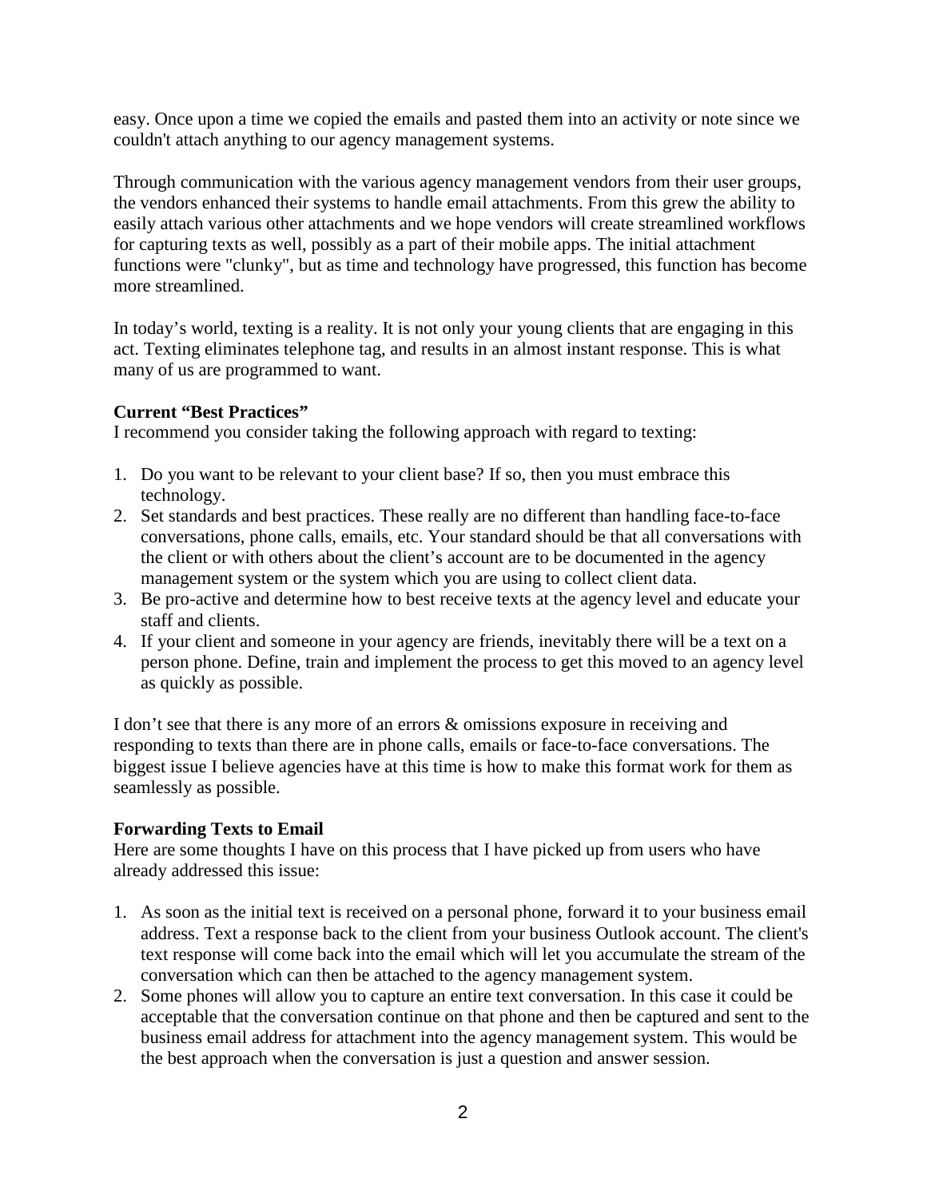easy. Once upon a time we copied the emails and pasted them into an activity or note since we couldn't attach anything to our agency management systems.

Through communication with the various agency management vendors from their user groups, the vendors enhanced their systems to handle email attachments. From this grew the ability to easily attach various other attachments and we hope vendors will create streamlined workflows for capturing texts as well, possibly as a part of their mobile apps. The initial attachment functions were "clunky", but as time and technology have progressed, this function has become more streamlined.

In today's world, texting is a reality. It is not only your young clients that are engaging in this act. Texting eliminates telephone tag, and results in an almost instant response. This is what many of us are programmed to want.

**Current "Best Practices"**

I recommend you consider taking the following approach with regard to texting:

1. Do you want to be relevant to your client base? If so, then you must embrace this technology.
2. Set standards and best practices. These really are no different than handling face-to-face conversations, phone calls, emails, etc. Your standard should be that all conversations with the client or with others about the client's account are to be documented in the agency management system or the system which you are using to collect client data.
3. Be pro-active and determine how to best receive texts at the agency level and educate your staff and clients.
4. If your client and someone in your agency are friends, inevitably there will be a text on a person phone. Define, train and implement the process to get this moved to an agency level as quickly as possible.

I don't see that there is any more of an errors & omissions exposure in receiving and responding to texts than there are in phone calls, emails or face-to-face conversations. The biggest issue I believe agencies have at this time is how to make this format work for them as seamlessly as possible.

**Forwarding Texts to Email**

Here are some thoughts I have on this process that I have picked up from users who have already addressed this issue:

1. As soon as the initial text is received on a personal phone, forward it to your business email address. Text a response back to the client from your business Outlook account. The client's text response will come back into the email which will let you accumulate the stream of the conversation which can then be attached to the agency management system.
2. Some phones will allow you to capture an entire text conversation. In this case it could be acceptable that the conversation continue on that phone and then be captured and sent to the business email address for attachment into the agency management system. This would be the best approach when the conversation is just a question and answer session.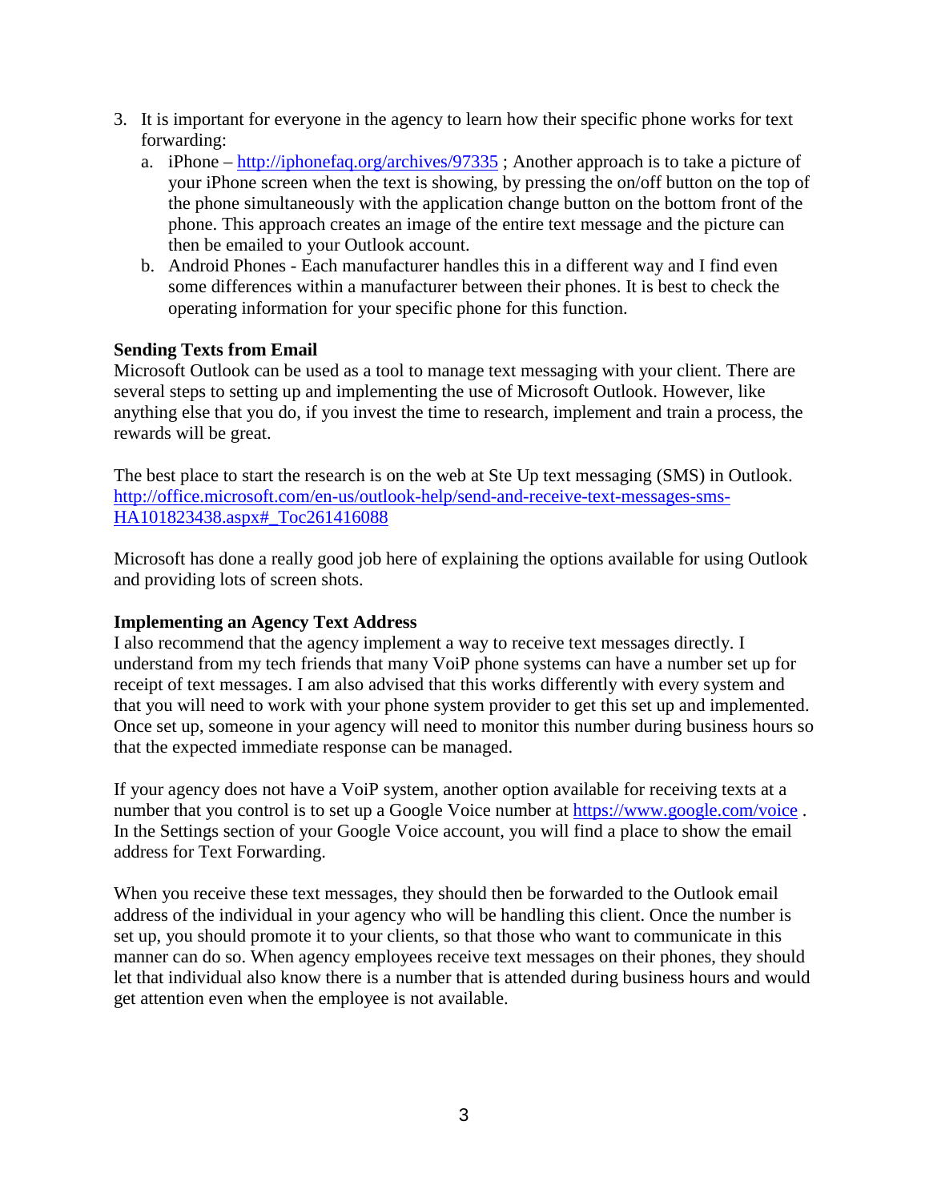3. It is important for everyone in the agency to learn how their specific phone works for text forwarding:
   a. iPhone – http://iphonefaq.org/archives/97335 ; Another approach is to take a picture of your iPhone screen when the text is showing, by pressing the on/off button on the top of the phone simultaneously with the application change button on the bottom front of the phone. This approach creates an image of the entire text message and the picture can then be emailed to your Outlook account.
   b. Android Phones - Each manufacturer handles this in a different way and I find even some differences within a manufacturer between their phones. It is best to check the operating information for your specific phone for this function.

**Sending Texts from Email**

Microsoft Outlook can be used as a tool to manage text messaging with your client. There are several steps to setting up and implementing the use of Microsoft Outlook. However, like anything else that you do, if you invest the time to research, implement and train a process, the rewards will be great.

The best place to start the research is on the web at Ste Up text messaging (SMS) in Outlook. http://office.microsoft.com/en-us/outlook-help/send-and-receive-text-messages-sms-HA101823438.aspx#_Toc261416088

Microsoft has done a really good job here of explaining the options available for using Outlook and providing lots of screen shots.

**Implementing an Agency Text Address**

I also recommend that the agency implement a way to receive text messages directly. I understand from my tech friends that many VoiP phone systems can have a number set up for receipt of text messages. I am also advised that this works differently with every system and that you will need to work with your phone system provider to get this set up and implemented. Once set up, someone in your agency will need to monitor this number during business hours so that the expected immediate response can be managed.

If your agency does not have a VoiP system, another option available for receiving texts at a number that you control is to set up a Google Voice number at https://www.google.com/voice . In the Settings section of your Google Voice account, you will find a place to show the email address for Text Forwarding.

When you receive these text messages, they should then be forwarded to the Outlook email address of the individual in your agency who will be handling this client. Once the number is set up, you should promote it to your clients, so that those who want to communicate in this manner can do so. When agency employees receive text messages on their phones, they should let that individual also know there is a number that is attended during business hours and would get attention even when the employee is not available.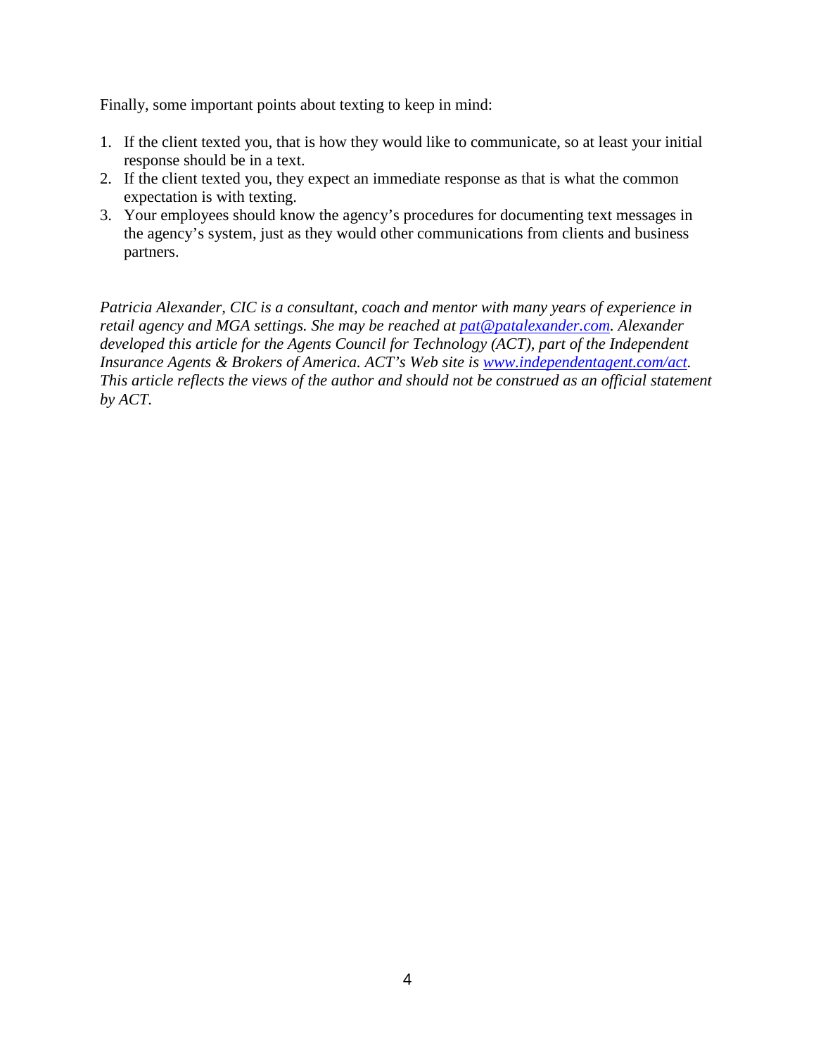Finally, some important points about texting to keep in mind:

1. If the client texted you, that is how they would like to communicate, so at least your initial response should be in a text.
2. If the client texted you, they expect an immediate response as that is what the common expectation is with texting.
3. Your employees should know the agency's procedures for documenting text messages in the agency's system, just as they would other communications from clients and business partners.

*Patricia Alexander, CIC is a consultant, coach and mentor with many years of experience in retail agency and MGA settings. She may be reached at [pat@patalexander.com](mailto:pat@patalexander.com). Alexander developed this article for the Agents Council for Technology (ACT), part of the Independent Insurance Agents & Brokers of America. ACT's Web site is [www.independentagent.com/act](http://www.independentagent.com/act). This article reflects the views of the author and should not be construed as an official statement by ACT.*